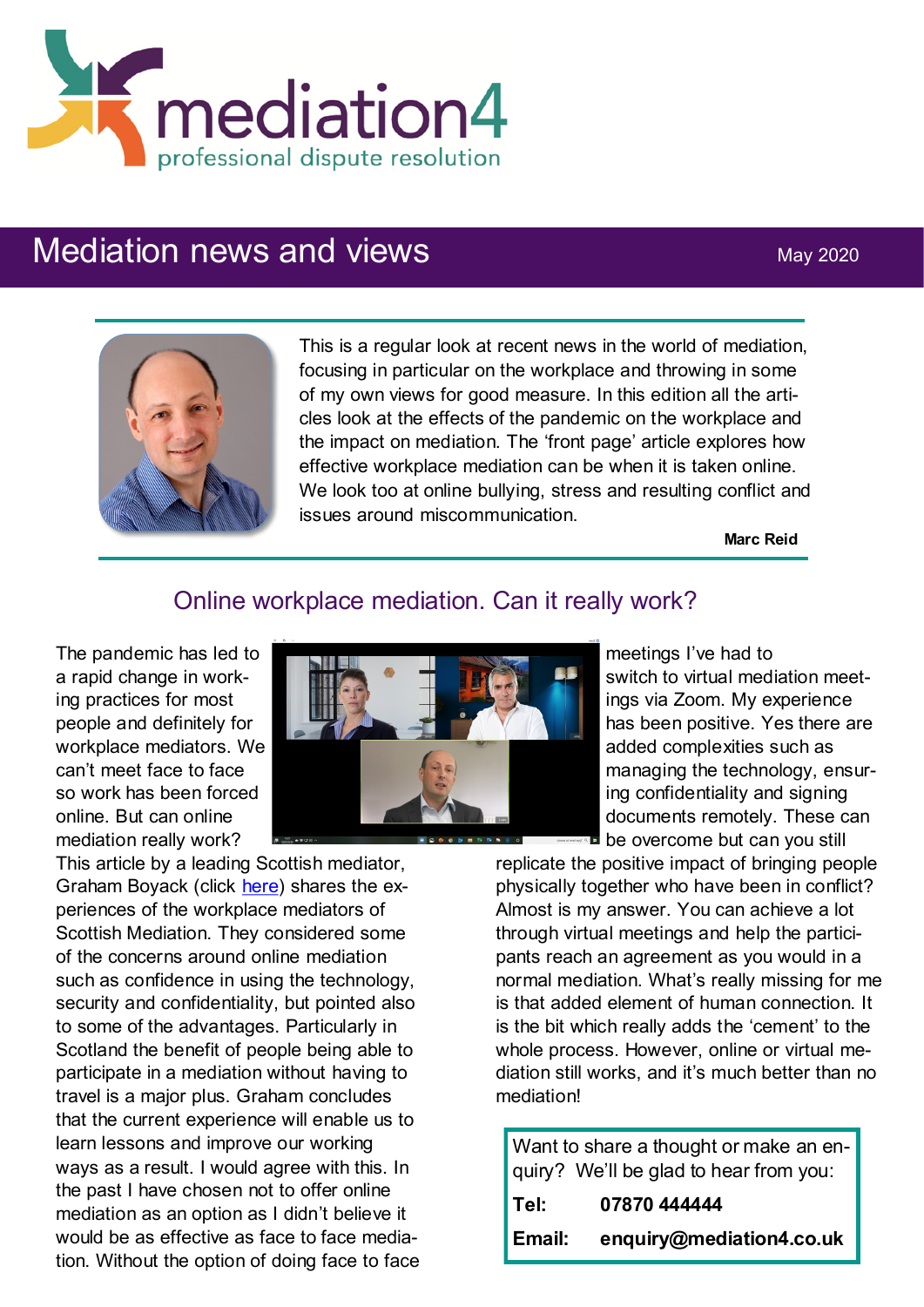mediation4

professional dispute resolution

# Mediation news and views

May 2020

This is a regular look at recent news in the world of mediation, focusing in particular on the workplace and throwing in some of my own views for good measure. In this edition all the articles look at the effects of the pandemic on the workplace and the impact on mediation. The 'front page' article explores how effective workplace mediation can be when it is taken online. We look too at online bullying, stress and resulting conflict and issues around miscommunication.

**Marc Reid**

## Online workplace mediation. Can it really work?

The pandemic has led to a rapid change in working practices for most people and definitely for workplace mediators. We can't meet face to face so work has been forced online. But can online mediation really work?

This article by a leading Scottish mediator, Graham Boyack (click here) shares the experiences of the workplace mediators of Scottish Mediation. They considered some of the concerns around online mediation such as confidence in using the technology, security and confidentiality, but pointed also to some of the advantages. Particularly in Scotland the benefit of people being able to participate in a mediation without having to travel is a major plus. Graham concludes that the current experience will enable us to learn lessons and improve our working ways as a result. I would agree with this. In the past I have chosen not to offer online mediation as an option as I didn't believe it would be as effective as face to face mediation. Without the option of doing face to face meetings I've had to switch to virtual mediation meetings via Zoom. My experience has been positive. Yes there are added complexities such as managing the technology, ensuring confidentiality and signing documents remotely. These can be overcome but can you still replicate the positive impact of bringing people physically together who have been in conflict? Almost is my answer. You can achieve a lot through virtual meetings and help the participants reach an agreement as you would in a normal mediation. What's really missing for me is that added element of human connection. It is the bit which really adds the 'cement' to the whole process. However, online or virtual mediation still works, and it's much better than no mediation!

Want to share a thought or make an enquiry? We'll be glad to hear from you:

**Tel:** **07870 444444**

**Email:** **enquiry@mediation4.co.uk**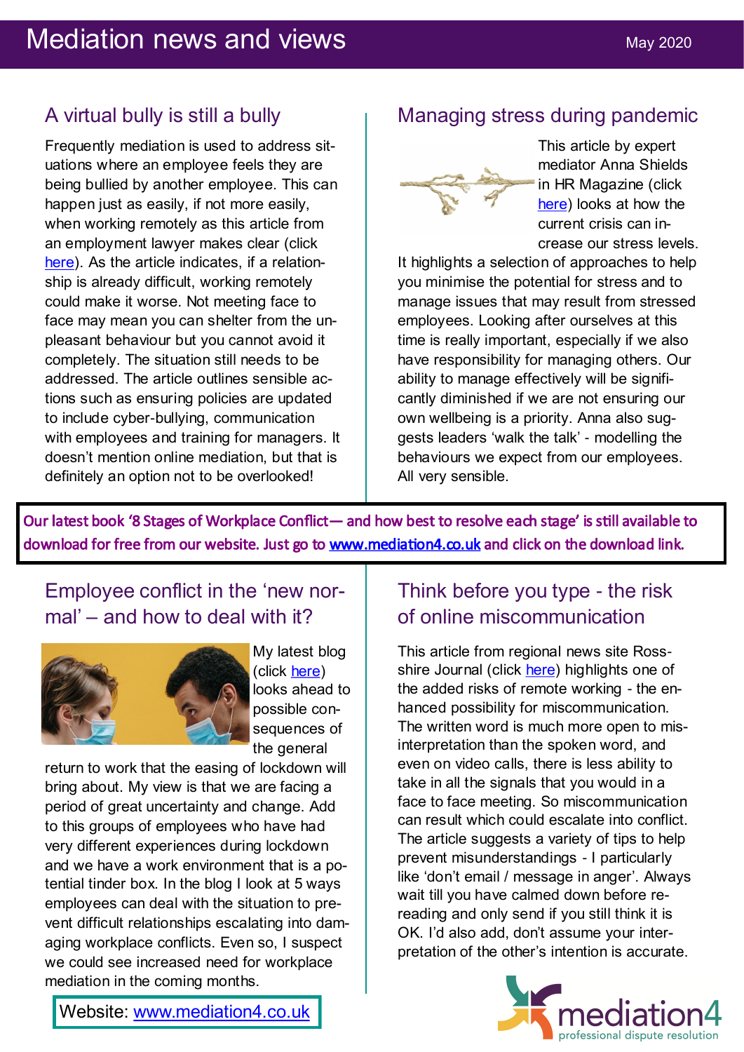# Mediation news and views

May 2020

## A virtual bully is still a bully

Frequently mediation is used to address situations where an employee feels they are being bullied by another employee. This can happen just as easily, if not more easily, when working remotely as this article from an employment lawyer makes clear (click here). As the article indicates, if a relationship is already difficult, working remotely could make it worse. Not meeting face to face may mean you can shelter from the unpleasant behaviour but you cannot avoid it completely. The situation still needs to be addressed. The article outlines sensible actions such as ensuring policies are updated to include cyber-bullying, communication with employees and training for managers. It doesn't mention online mediation, but that is definitely an option not to be overlooked!

## Managing stress during pandemic

This article by expert mediator Anna Shields in HR Magazine (click here) looks at how the current crisis can increase our stress levels. It highlights a selection of approaches to help you minimise the potential for stress and to manage issues that may result from stressed employees. Looking after ourselves at this time is really important, especially if we also have responsibility for managing others. Our ability to manage effectively will be significantly diminished if we are not ensuring our own wellbeing is a priority. Anna also suggests leaders 'walk the talk' - modelling the behaviours we expect from our employees. All very sensible.

**Our latest book '8 Stages of Workplace Conflict— and how best to resolve each stage' is still available to download for free from our website. Just go to www.mediation4.co.uk and click on the download link.**

## Employee conflict in the 'new normal' – and how to deal with it?

My latest blog (click here) looks ahead to possible consequences of the general return to work that the easing of lockdown will bring about. My view is that we are facing a period of great uncertainty and change. Add to this groups of employees who have had very different experiences during lockdown and we have a work environment that is a potential tinder box. In the blog I look at 5 ways employees can deal with the situation to prevent difficult relationships escalating into damaging workplace conflicts. Even so, I suspect we could see increased need for workplace mediation in the coming months.

## Think before you type - the risk of online miscommunication

This article from regional news site Ross-shire Journal (click here) highlights one of the added risks of remote working - the enhanced possibility for miscommunication. The written word is much more open to misinterpretation than the spoken word, and even on video calls, there is less ability to take in all the signals that you would in a face to face meeting. So miscommunication can result which could escalate into conflict. The article suggests a variety of tips to help prevent misunderstandings - I particularly like 'don't email / message in anger'. Always wait till you have calmed down before re-reading and only send if you still think it is OK. I'd also add, don't assume your interpretation of the other's intention is accurate.

Website: www.mediation4.co.uk

mediation4
professional dispute resolution